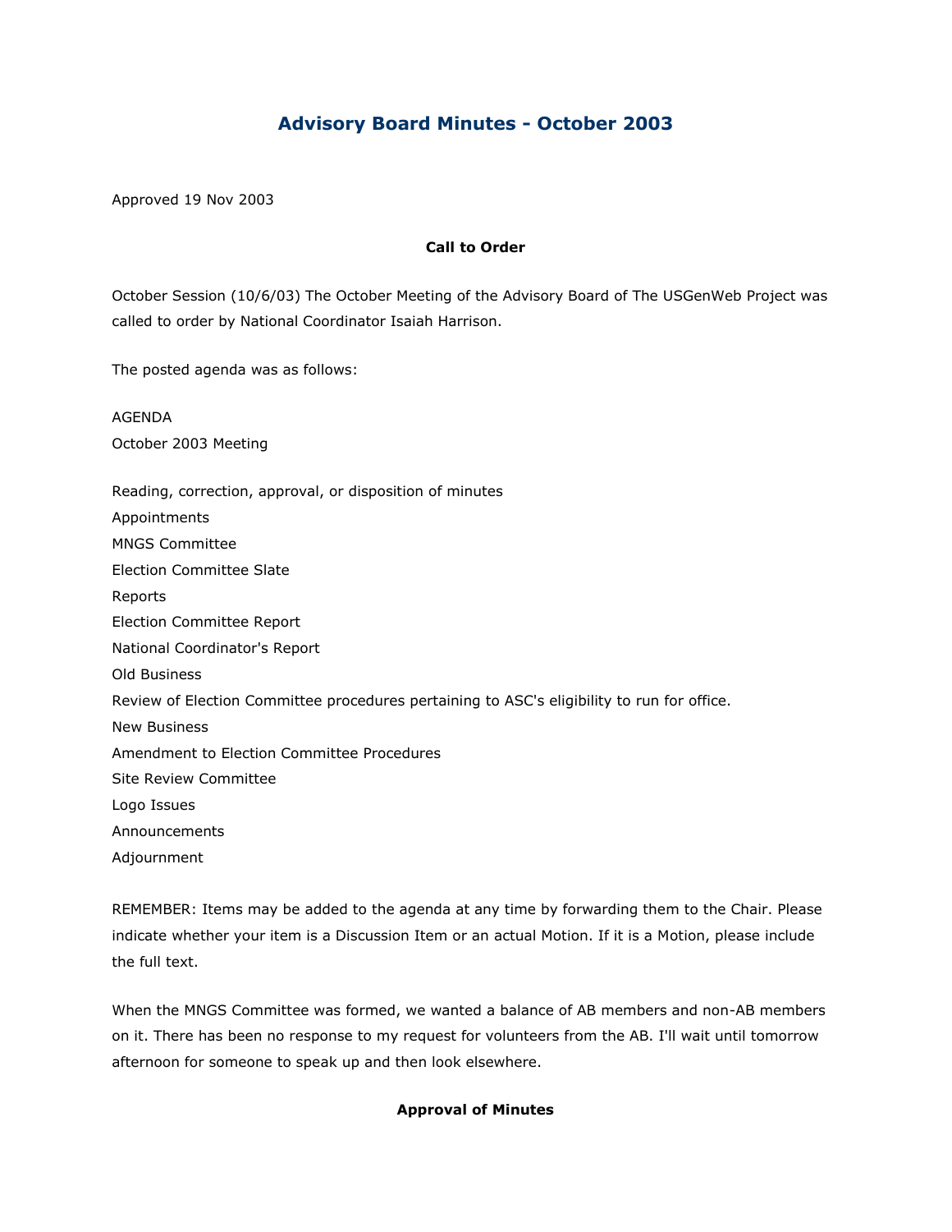# Advisory Board Minutes - October 2003

Approved 19 Nov 2003

**Call to Order**

October Session (10/6/03) The October Meeting of the Advisory Board of The USGenWeb Project was called to order by National Coordinator Isaiah Harrison.

The posted agenda was as follows:

AGENDA
October 2003 Meeting

Reading, correction, approval, or disposition of minutes
Appointments
MNGS Committee
Election Committee Slate
Reports
Election Committee Report
National Coordinator's Report
Old Business
Review of Election Committee procedures pertaining to ASC's eligibility to run for office.
New Business
Amendment to Election Committee Procedures
Site Review Committee
Logo Issues
Announcements
Adjournment

REMEMBER: Items may be added to the agenda at any time by forwarding them to the Chair. Please indicate whether your item is a Discussion Item or an actual Motion. If it is a Motion, please include the full text.

When the MNGS Committee was formed, we wanted a balance of AB members and non-AB members on it. There has been no response to my request for volunteers from the AB. I'll wait until tomorrow afternoon for someone to speak up and then look elsewhere.

**Approval of Minutes**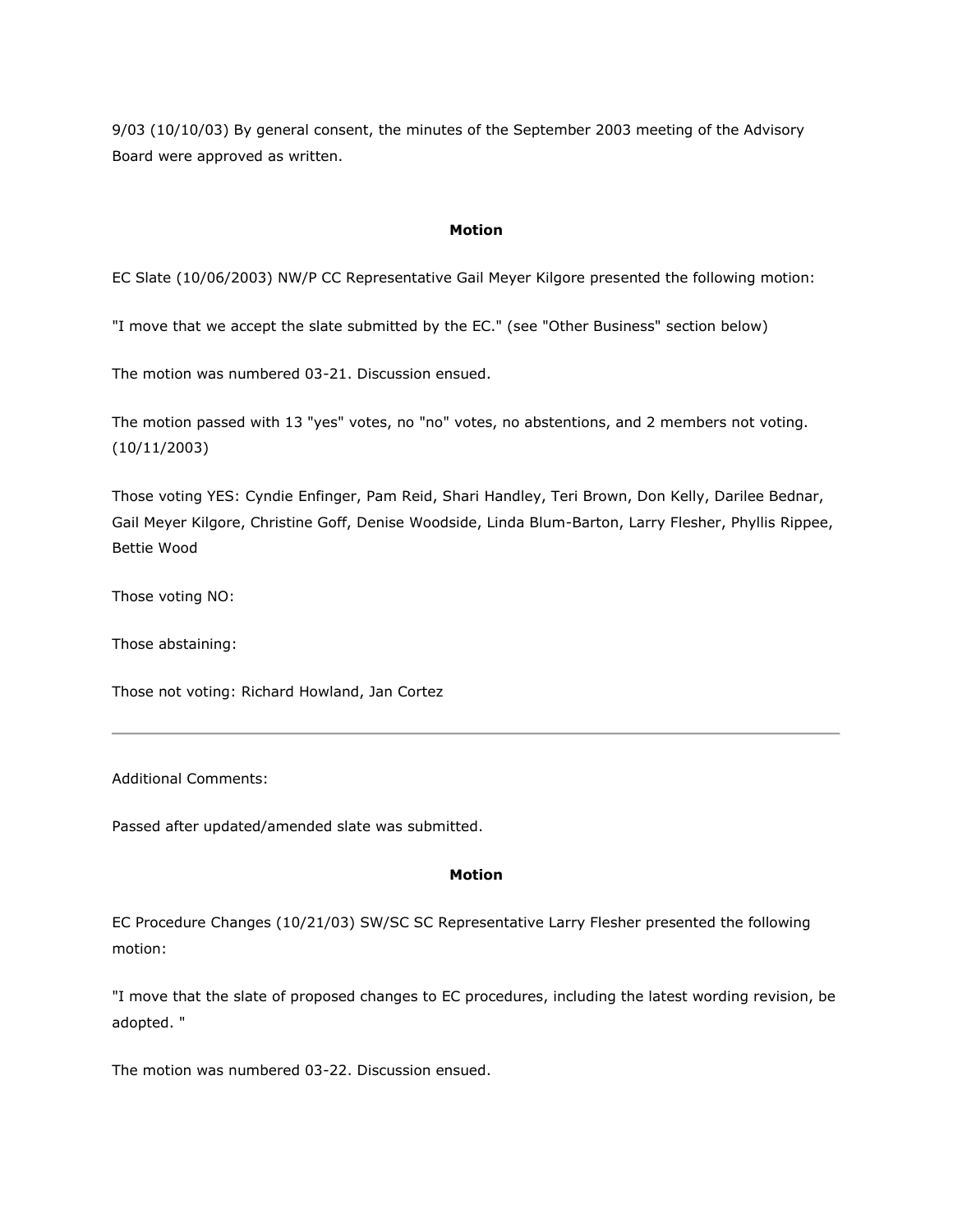9/03 (10/10/03) By general consent, the minutes of the September 2003 meeting of the Advisory Board were approved as written.

**Motion**

EC Slate (10/06/2003) NW/P CC Representative Gail Meyer Kilgore presented the following motion:

"I move that we accept the slate submitted by the EC." (see "Other Business" section below)

The motion was numbered 03-21. Discussion ensued.

The motion passed with 13 "yes" votes, no "no" votes, no abstentions, and 2 members not voting. (10/11/2003)

Those voting YES: Cyndie Enfinger, Pam Reid, Shari Handley, Teri Brown, Don Kelly, Darilee Bednar, Gail Meyer Kilgore, Christine Goff, Denise Woodside, Linda Blum-Barton, Larry Flesher, Phyllis Rippee, Bettie Wood

Those voting NO:

Those abstaining:

Those not voting: Richard Howland, Jan Cortez

---

Additional Comments:

Passed after updated/amended slate was submitted.

**Motion**

EC Procedure Changes (10/21/03) SW/SC SC Representative Larry Flesher presented the following motion:

"I move that the slate of proposed changes to EC procedures, including the latest wording revision, be adopted. "

The motion was numbered 03-22. Discussion ensued.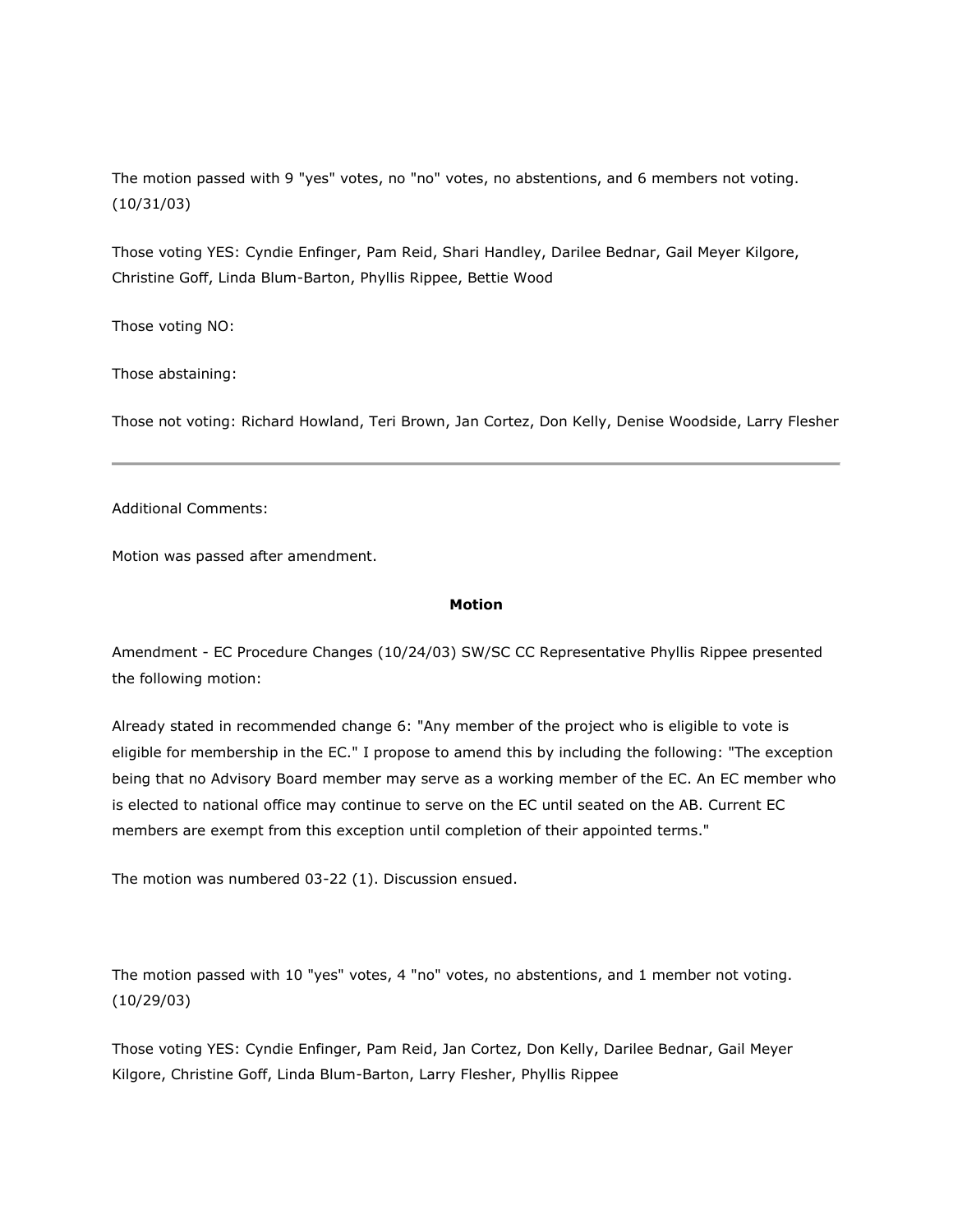The motion passed with 9 "yes" votes, no "no" votes, no abstentions, and 6 members not voting. (10/31/03)

Those voting YES: Cyndie Enfinger, Pam Reid, Shari Handley, Darilee Bednar, Gail Meyer Kilgore, Christine Goff, Linda Blum-Barton, Phyllis Rippee, Bettie Wood

Those voting NO:

Those abstaining:

Those not voting: Richard Howland, Teri Brown, Jan Cortez, Don Kelly, Denise Woodside, Larry Flesher

---

Additional Comments:

Motion was passed after amendment.

**Motion**

Amendment - EC Procedure Changes (10/24/03) SW/SC CC Representative Phyllis Rippee presented the following motion:

Already stated in recommended change 6: "Any member of the project who is eligible to vote is eligible for membership in the EC." I propose to amend this by including the following: "The exception being that no Advisory Board member may serve as a working member of the EC. An EC member who is elected to national office may continue to serve on the EC until seated on the AB. Current EC members are exempt from this exception until completion of their appointed terms."

The motion was numbered 03-22 (1). Discussion ensued.

The motion passed with 10 "yes" votes, 4 "no" votes, no abstentions, and 1 member not voting. (10/29/03)

Those voting YES: Cyndie Enfinger, Pam Reid, Jan Cortez, Don Kelly, Darilee Bednar, Gail Meyer Kilgore, Christine Goff, Linda Blum-Barton, Larry Flesher, Phyllis Rippee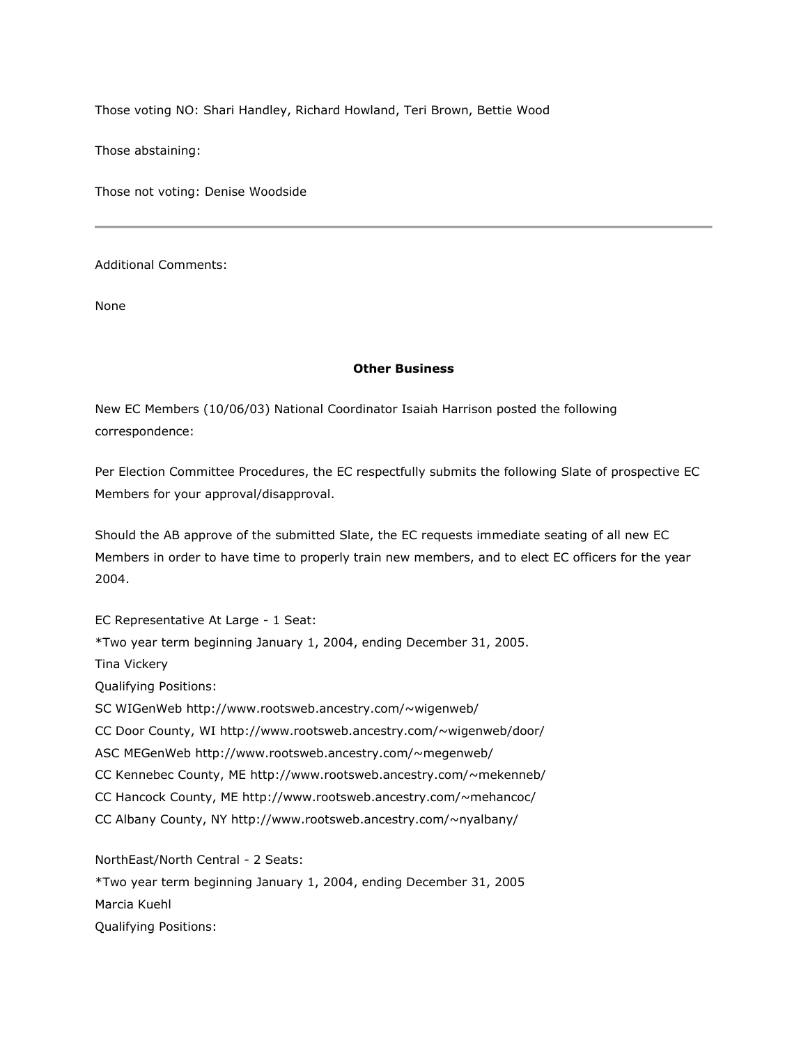Those voting NO: Shari Handley, Richard Howland, Teri Brown, Bettie Wood

Those abstaining:

Those not voting: Denise Woodside

---

Additional Comments:

None

**Other Business**

New EC Members (10/06/03) National Coordinator Isaiah Harrison posted the following correspondence:

Per Election Committee Procedures, the EC respectfully submits the following Slate of prospective EC Members for your approval/disapproval.

Should the AB approve of the submitted Slate, the EC requests immediate seating of all new EC Members in order to have time to properly train new members, and to elect EC officers for the year 2004.

EC Representative At Large - 1 Seat:
*Two year term beginning January 1, 2004, ending December 31, 2005.
Tina Vickery
Qualifying Positions:
SC WIGenWeb http://www.rootsweb.ancestry.com/~wigenweb/
CC Door County, WI http://www.rootsweb.ancestry.com/~wigenweb/door/
ASC MEGenWeb http://www.rootsweb.ancestry.com/~megenweb/
CC Kennebec County, ME http://www.rootsweb.ancestry.com/~mekenneb/
CC Hancock County, ME http://www.rootsweb.ancestry.com/~mehancoc/
CC Albany County, NY http://www.rootsweb.ancestry.com/~nyalbany/

NorthEast/North Central - 2 Seats:
*Two year term beginning January 1, 2004, ending December 31, 2005
Marcia Kuehl
Qualifying Positions: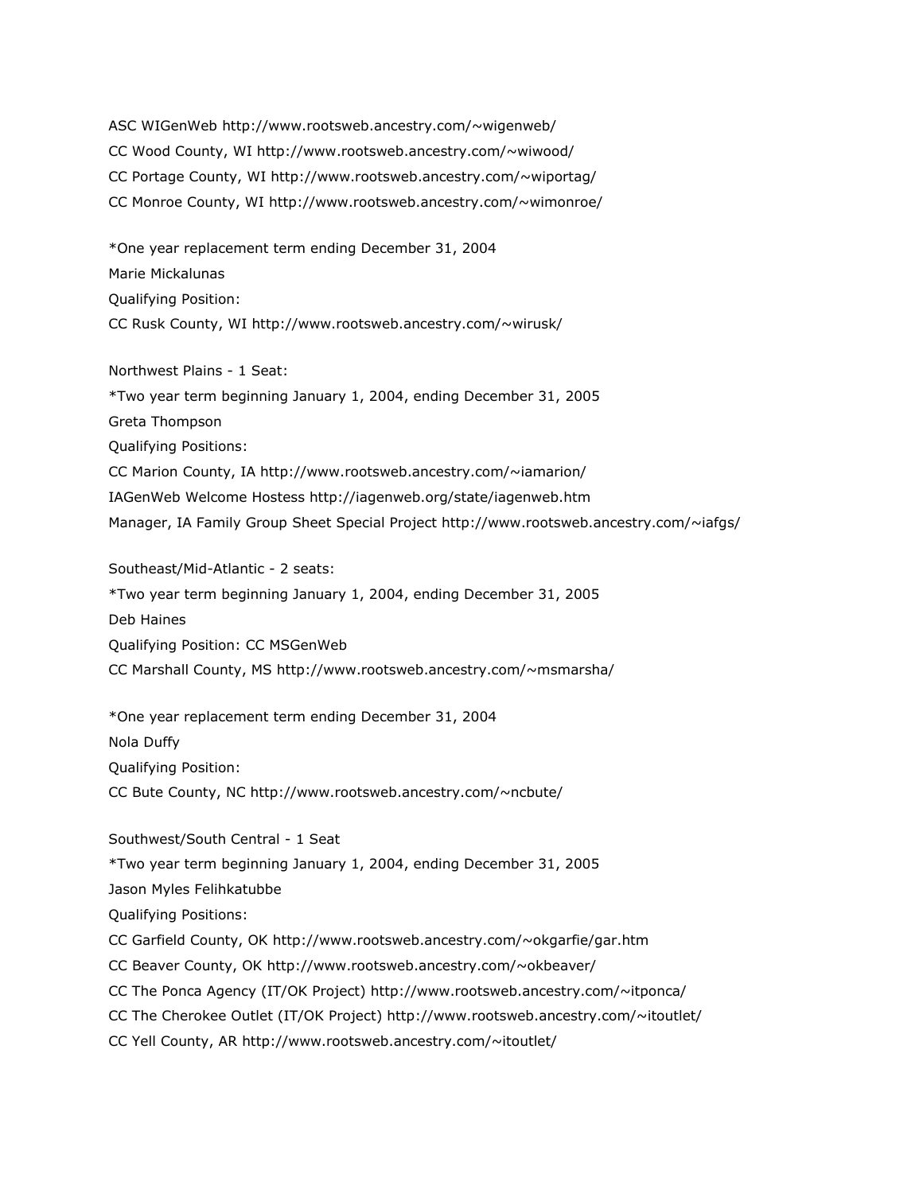ASC WIGenWeb http://www.rootsweb.ancestry.com/~wigenweb/
CC Wood County, WI http://www.rootsweb.ancestry.com/~wiwood/
CC Portage County, WI http://www.rootsweb.ancestry.com/~wiportag/
CC Monroe County, WI http://www.rootsweb.ancestry.com/~wimonroe/

*One year replacement term ending December 31, 2004
Marie Mickalunas
Qualifying Position:
CC Rusk County, WI http://www.rootsweb.ancestry.com/~wirusk/

Northwest Plains - 1 Seat:
*Two year term beginning January 1, 2004, ending December 31, 2005
Greta Thompson
Qualifying Positions:
CC Marion County, IA http://www.rootsweb.ancestry.com/~iamarion/
IAGenWeb Welcome Hostess http://iagenweb.org/state/iagenweb.htm
Manager, IA Family Group Sheet Special Project http://www.rootsweb.ancestry.com/~iafgs/

Southeast/Mid-Atlantic - 2 seats:
*Two year term beginning January 1, 2004, ending December 31, 2005
Deb Haines
Qualifying Position: CC MSGenWeb
CC Marshall County, MS http://www.rootsweb.ancestry.com/~msmarsha/

*One year replacement term ending December 31, 2004
Nola Duffy
Qualifying Position:
CC Bute County, NC http://www.rootsweb.ancestry.com/~ncbute/

Southwest/South Central - 1 Seat
*Two year term beginning January 1, 2004, ending December 31, 2005
Jason Myles Felihkatubbe
Qualifying Positions:
CC Garfield County, OK http://www.rootsweb.ancestry.com/~okgarfie/gar.htm
CC Beaver County, OK http://www.rootsweb.ancestry.com/~okbeaver/
CC The Ponca Agency (IT/OK Project) http://www.rootsweb.ancestry.com/~itponca/
CC The Cherokee Outlet (IT/OK Project) http://www.rootsweb.ancestry.com/~itoutlet/
CC Yell County, AR http://www.rootsweb.ancestry.com/~itoutlet/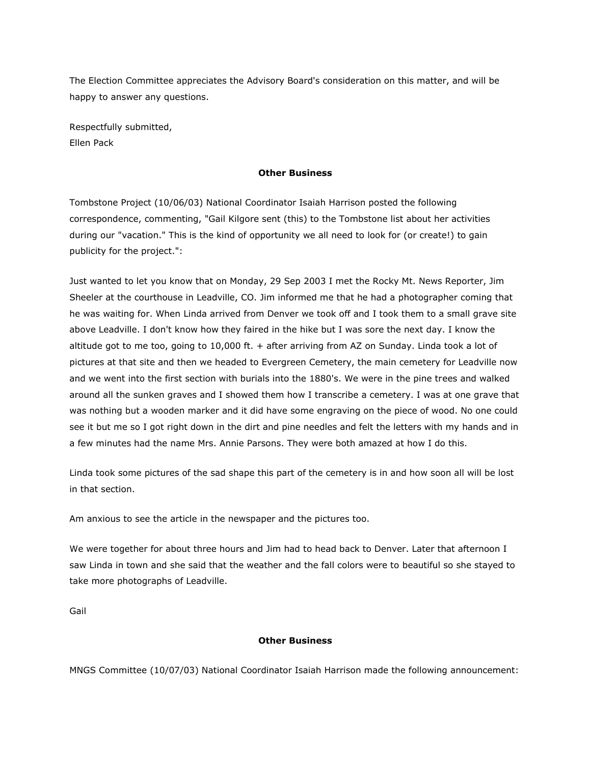The Election Committee appreciates the Advisory Board's consideration on this matter, and will be happy to answer any questions.

Respectfully submitted,
Ellen Pack

**Other Business**

Tombstone Project (10/06/03) National Coordinator Isaiah Harrison posted the following correspondence, commenting, "Gail Kilgore sent (this) to the Tombstone list about her activities during our "vacation." This is the kind of opportunity we all need to look for (or create!) to gain publicity for the project.":

Just wanted to let you know that on Monday, 29 Sep 2003 I met the Rocky Mt. News Reporter, Jim Sheeler at the courthouse in Leadville, CO. Jim informed me that he had a photographer coming that he was waiting for. When Linda arrived from Denver we took off and I took them to a small grave site above Leadville. I don't know how they faired in the hike but I was sore the next day. I know the altitude got to me too, going to 10,000 ft. + after arriving from AZ on Sunday. Linda took a lot of pictures at that site and then we headed to Evergreen Cemetery, the main cemetery for Leadville now and we went into the first section with burials into the 1880's. We were in the pine trees and walked around all the sunken graves and I showed them how I transcribe a cemetery. I was at one grave that was nothing but a wooden marker and it did have some engraving on the piece of wood. No one could see it but me so I got right down in the dirt and pine needles and felt the letters with my hands and in a few minutes had the name Mrs. Annie Parsons. They were both amazed at how I do this.

Linda took some pictures of the sad shape this part of the cemetery is in and how soon all will be lost in that section.

Am anxious to see the article in the newspaper and the pictures too.

We were together for about three hours and Jim had to head back to Denver. Later that afternoon I saw Linda in town and she said that the weather and the fall colors were to beautiful so she stayed to take more photographs of Leadville.

Gail

**Other Business**

MNGS Committee (10/07/03) National Coordinator Isaiah Harrison made the following announcement: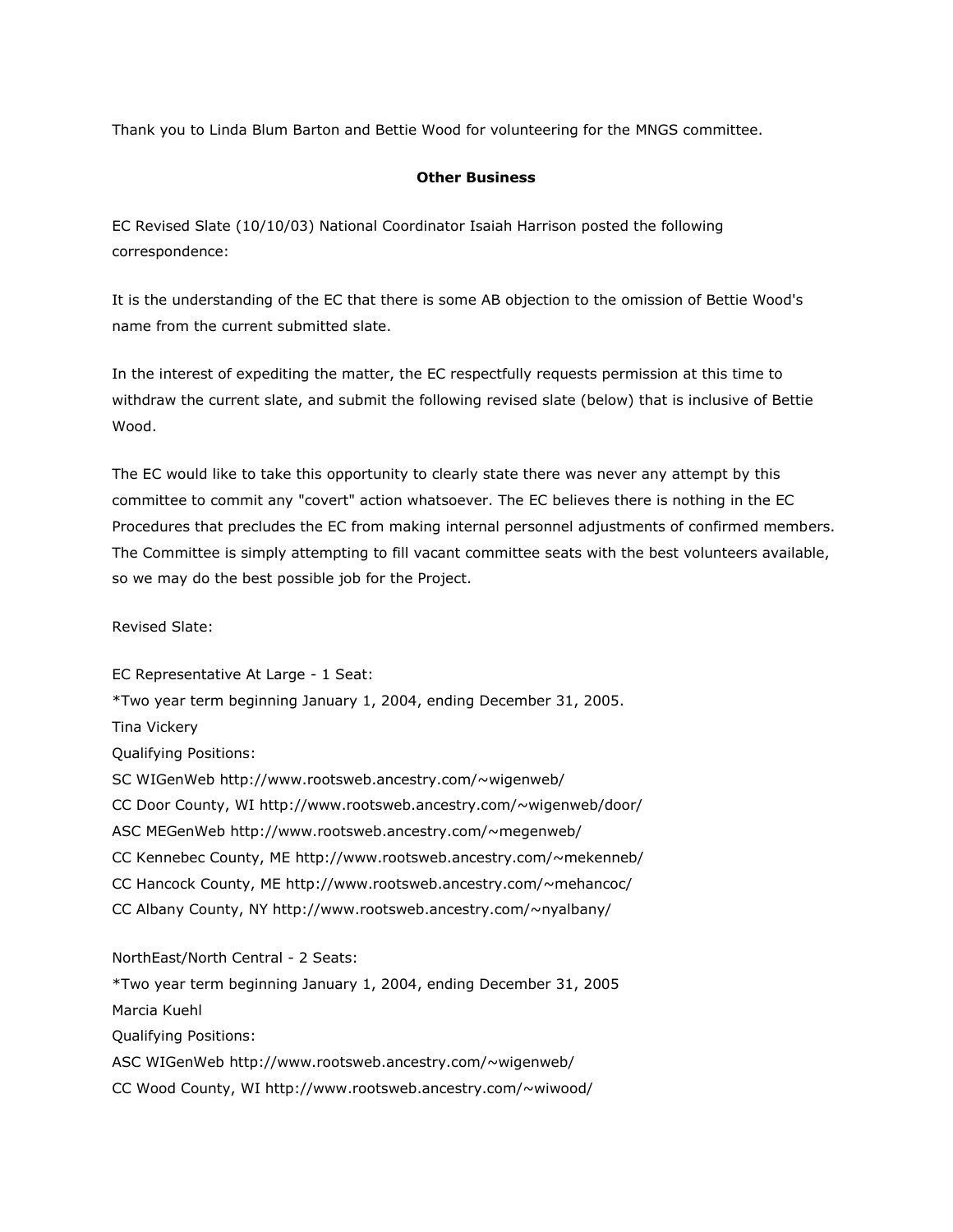Thank you to Linda Blum Barton and Bettie Wood for volunteering for the MNGS committee.

**Other Business**

EC Revised Slate (10/10/03) National Coordinator Isaiah Harrison posted the following correspondence:

It is the understanding of the EC that there is some AB objection to the omission of Bettie Wood's name from the current submitted slate.

In the interest of expediting the matter, the EC respectfully requests permission at this time to withdraw the current slate, and submit the following revised slate (below) that is inclusive of Bettie Wood.

The EC would like to take this opportunity to clearly state there was never any attempt by this committee to commit any "covert" action whatsoever. The EC believes there is nothing in the EC Procedures that precludes the EC from making internal personnel adjustments of confirmed members. The Committee is simply attempting to fill vacant committee seats with the best volunteers available, so we may do the best possible job for the Project.

Revised Slate:

EC Representative At Large - 1 Seat:
*Two year term beginning January 1, 2004, ending December 31, 2005.
Tina Vickery
Qualifying Positions:
SC WIGenWeb http://www.rootsweb.ancestry.com/~wigenweb/
CC Door County, WI http://www.rootsweb.ancestry.com/~wigenweb/door/
ASC MEGenWeb http://www.rootsweb.ancestry.com/~megenweb/
CC Kennebec County, ME http://www.rootsweb.ancestry.com/~mekenneb/
CC Hancock County, ME http://www.rootsweb.ancestry.com/~mehancoc/
CC Albany County, NY http://www.rootsweb.ancestry.com/~nyalbany/

NorthEast/North Central - 2 Seats:
*Two year term beginning January 1, 2004, ending December 31, 2005
Marcia Kuehl
Qualifying Positions:
ASC WIGenWeb http://www.rootsweb.ancestry.com/~wigenweb/
CC Wood County, WI http://www.rootsweb.ancestry.com/~wiwood/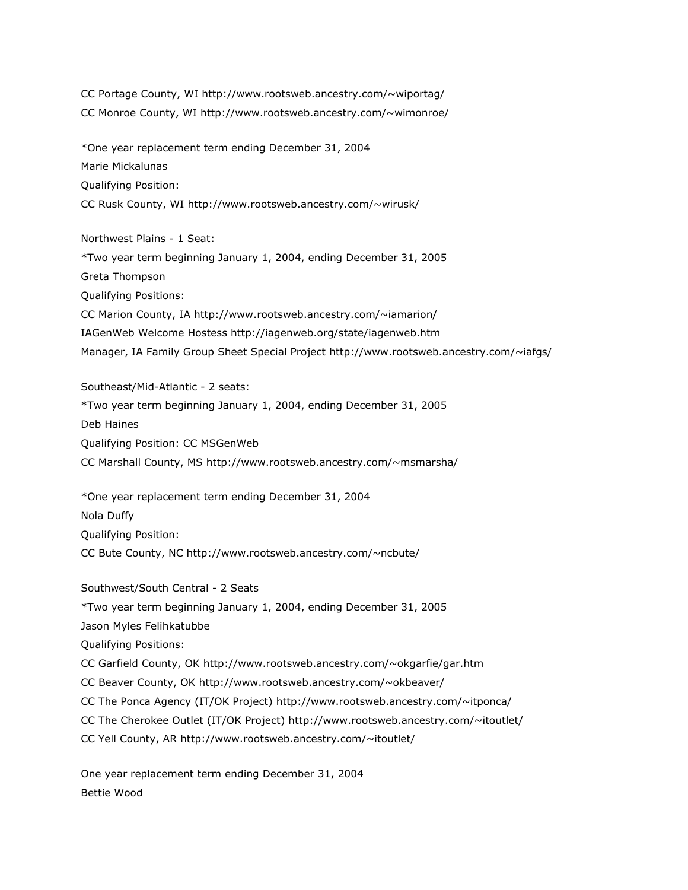CC Portage County, WI http://www.rootsweb.ancestry.com/~wiportag/
CC Monroe County, WI http://www.rootsweb.ancestry.com/~wimonroe/

*One year replacement term ending December 31, 2004
Marie Mickalunas
Qualifying Position:
CC Rusk County, WI http://www.rootsweb.ancestry.com/~wirusk/

Northwest Plains - 1 Seat:
*Two year term beginning January 1, 2004, ending December 31, 2005
Greta Thompson
Qualifying Positions:
CC Marion County, IA http://www.rootsweb.ancestry.com/~iamarion/
IAGenWeb Welcome Hostess http://iagenweb.org/state/iagenweb.htm
Manager, IA Family Group Sheet Special Project http://www.rootsweb.ancestry.com/~iafgs/

Southeast/Mid-Atlantic - 2 seats:
*Two year term beginning January 1, 2004, ending December 31, 2005
Deb Haines
Qualifying Position: CC MSGenWeb
CC Marshall County, MS http://www.rootsweb.ancestry.com/~msmarsha/

*One year replacement term ending December 31, 2004
Nola Duffy
Qualifying Position:
CC Bute County, NC http://www.rootsweb.ancestry.com/~ncbute/

Southwest/South Central - 2 Seats
*Two year term beginning January 1, 2004, ending December 31, 2005
Jason Myles Felihkatubbe
Qualifying Positions:
CC Garfield County, OK http://www.rootsweb.ancestry.com/~okgarfie/gar.htm
CC Beaver County, OK http://www.rootsweb.ancestry.com/~okbeaver/
CC The Ponca Agency (IT/OK Project) http://www.rootsweb.ancestry.com/~itponca/
CC The Cherokee Outlet (IT/OK Project) http://www.rootsweb.ancestry.com/~itoutlet/
CC Yell County, AR http://www.rootsweb.ancestry.com/~itoutlet/

One year replacement term ending December 31, 2004
Bettie Wood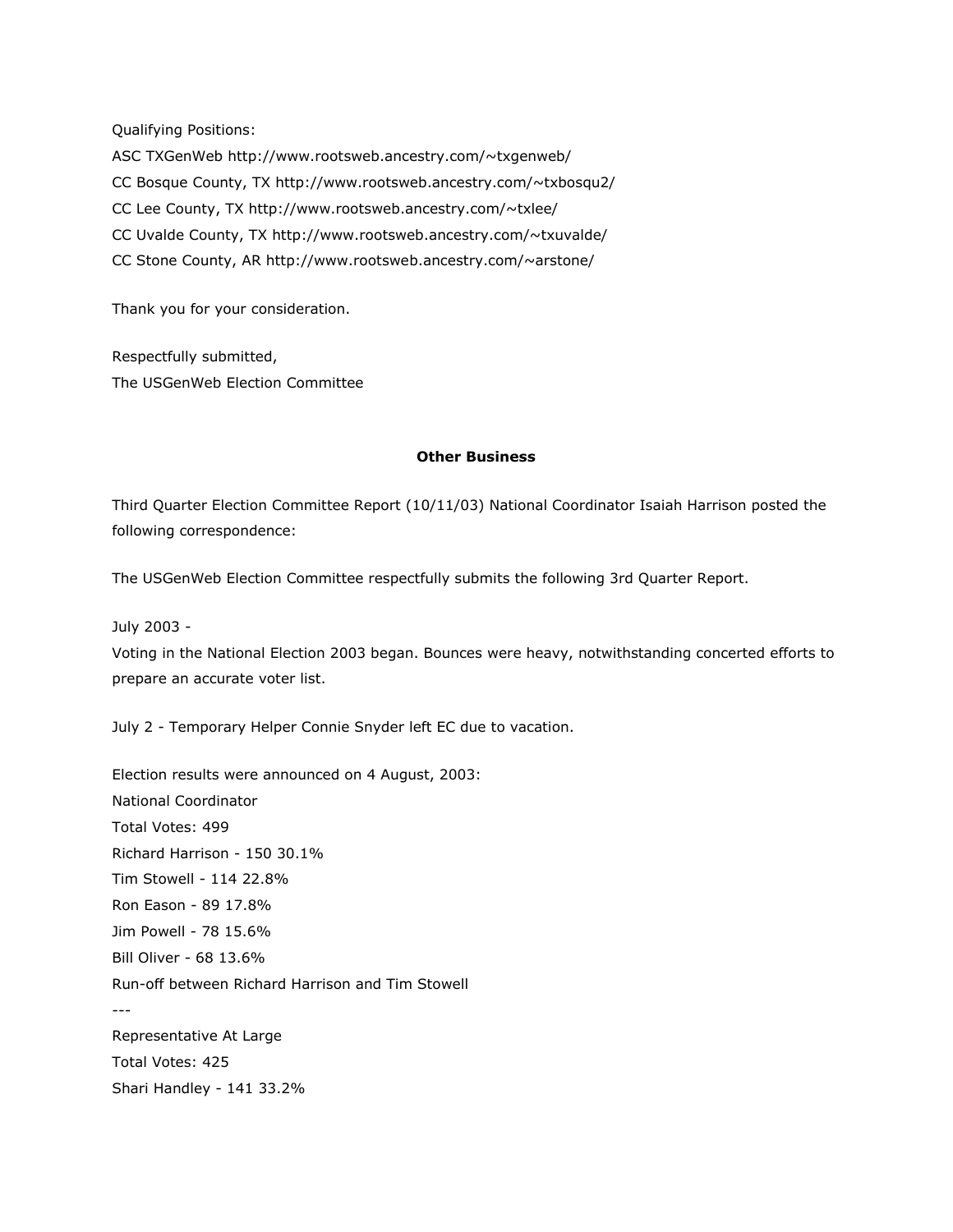Qualifying Positions:
ASC TXGenWeb http://www.rootsweb.ancestry.com/~txgenweb/
CC Bosque County, TX http://www.rootsweb.ancestry.com/~txbosqu2/
CC Lee County, TX http://www.rootsweb.ancestry.com/~txlee/
CC Uvalde County, TX http://www.rootsweb.ancestry.com/~txuvalde/
CC Stone County, AR http://www.rootsweb.ancestry.com/~arstone/

Thank you for your consideration.

Respectfully submitted,
The USGenWeb Election Committee

**Other Business**

Third Quarter Election Committee Report (10/11/03) National Coordinator Isaiah Harrison posted the following correspondence:

The USGenWeb Election Committee respectfully submits the following 3rd Quarter Report.

July 2003 -
Voting in the National Election 2003 began. Bounces were heavy, notwithstanding concerted efforts to prepare an accurate voter list.

July 2 - Temporary Helper Connie Snyder left EC due to vacation.

Election results were announced on 4 August, 2003:
National Coordinator
Total Votes: 499
Richard Harrison - 150 30.1%
Tim Stowell - 114 22.8%
Ron Eason - 89 17.8%
Jim Powell - 78 15.6%
Bill Oliver - 68 13.6%
Run-off between Richard Harrison and Tim Stowell
---
Representative At Large
Total Votes: 425
Shari Handley - 141 33.2%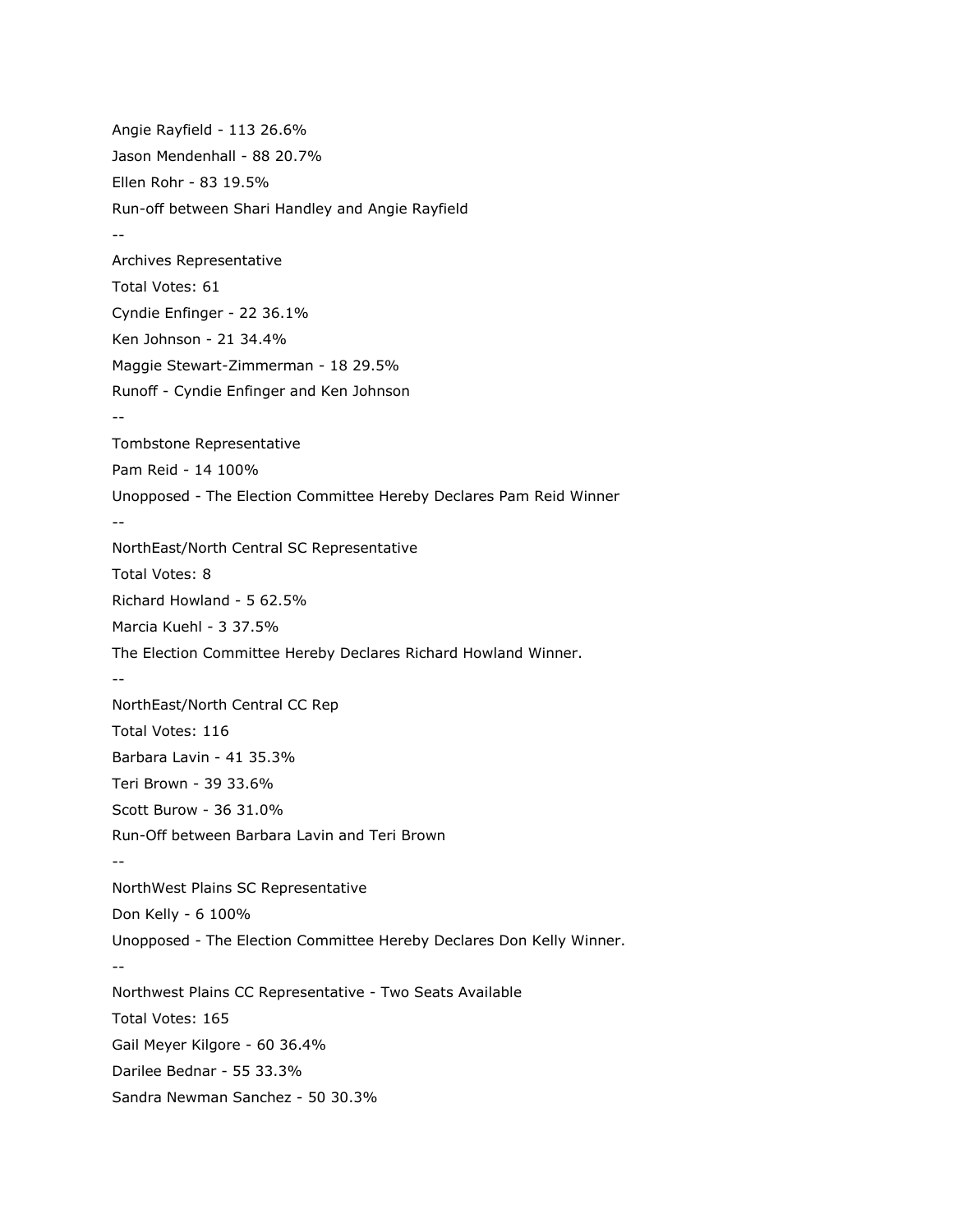Angie Rayfield - 113 26.6%

Jason Mendenhall - 88 20.7%

Ellen Rohr - 83 19.5%

Run-off between Shari Handley and Angie Rayfield

--

Archives Representative

Total Votes: 61

Cyndie Enfinger - 22 36.1%

Ken Johnson - 21 34.4%

Maggie Stewart-Zimmerman - 18 29.5%

Runoff - Cyndie Enfinger and Ken Johnson

--

Tombstone Representative

Pam Reid - 14 100%

Unopposed - The Election Committee Hereby Declares Pam Reid Winner

--

NorthEast/North Central SC Representative

Total Votes: 8

Richard Howland - 5 62.5%

Marcia Kuehl - 3 37.5%

The Election Committee Hereby Declares Richard Howland Winner.

--

NorthEast/North Central CC Rep

Total Votes: 116

Barbara Lavin - 41 35.3%

Teri Brown - 39 33.6%

Scott Burow - 36 31.0%

Run-Off between Barbara Lavin and Teri Brown

--

NorthWest Plains SC Representative

Don Kelly - 6 100%

Unopposed - The Election Committee Hereby Declares Don Kelly Winner.

--

Northwest Plains CC Representative - Two Seats Available

Total Votes: 165

Gail Meyer Kilgore - 60 36.4%

Darilee Bednar - 55 33.3%

Sandra Newman Sanchez - 50 30.3%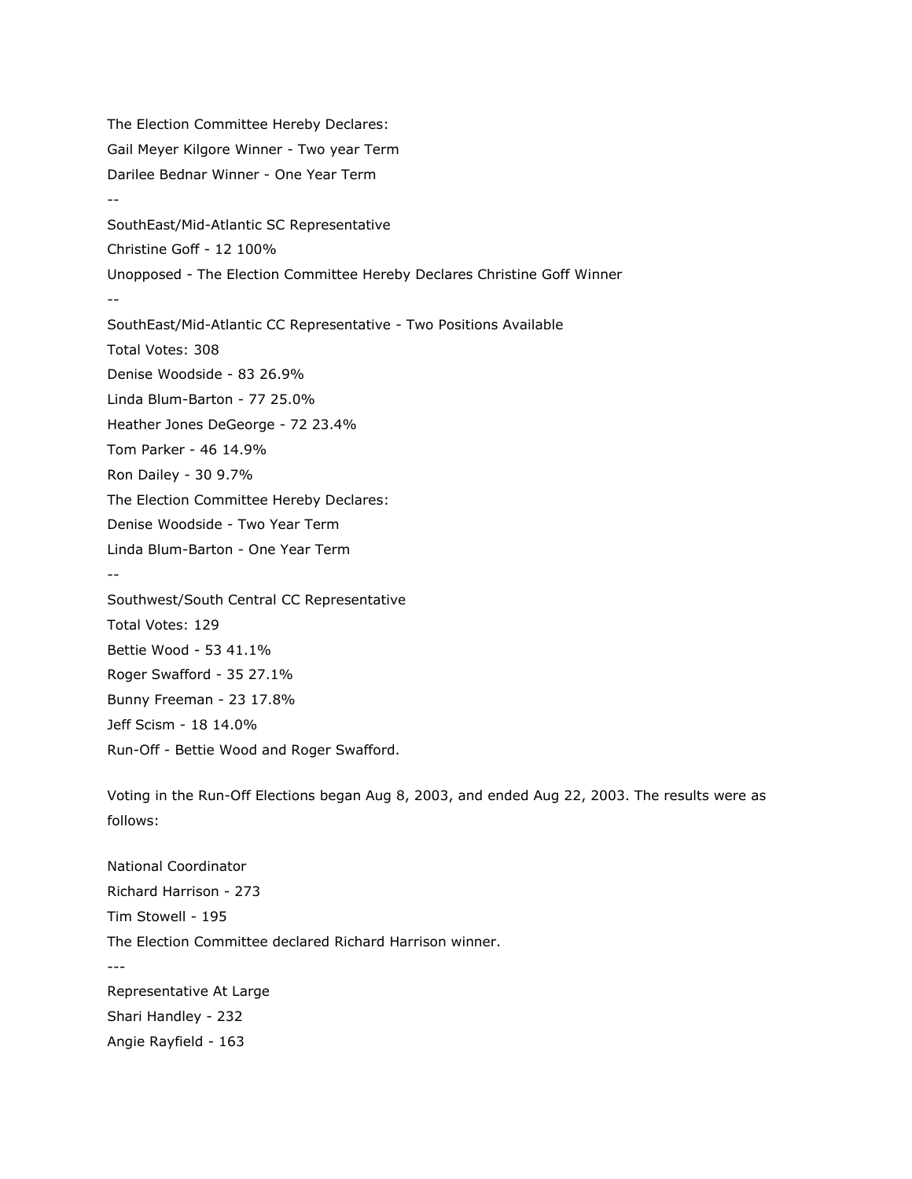The Election Committee Hereby Declares:

Gail Meyer Kilgore Winner - Two year Term

Darilee Bednar Winner - One Year Term

--

SouthEast/Mid-Atlantic SC Representative

Christine Goff - 12 100%

Unopposed - The Election Committee Hereby Declares Christine Goff Winner

--

SouthEast/Mid-Atlantic CC Representative - Two Positions Available

Total Votes: 308

Denise Woodside - 83 26.9%

Linda Blum-Barton - 77 25.0%

Heather Jones DeGeorge - 72 23.4%

Tom Parker - 46 14.9%

Ron Dailey - 30 9.7%

The Election Committee Hereby Declares:

Denise Woodside - Two Year Term

Linda Blum-Barton - One Year Term

--

Southwest/South Central CC Representative

Total Votes: 129

Bettie Wood - 53 41.1%

Roger Swafford - 35 27.1%

Bunny Freeman - 23 17.8%

Jeff Scism - 18 14.0%

Run-Off - Bettie Wood and Roger Swafford.

Voting in the Run-Off Elections began Aug 8, 2003, and ended Aug 22, 2003. The results were as follows:

National Coordinator

Richard Harrison - 273

Tim Stowell - 195

The Election Committee declared Richard Harrison winner.

---

Representative At Large

Shari Handley - 232

Angie Rayfield - 163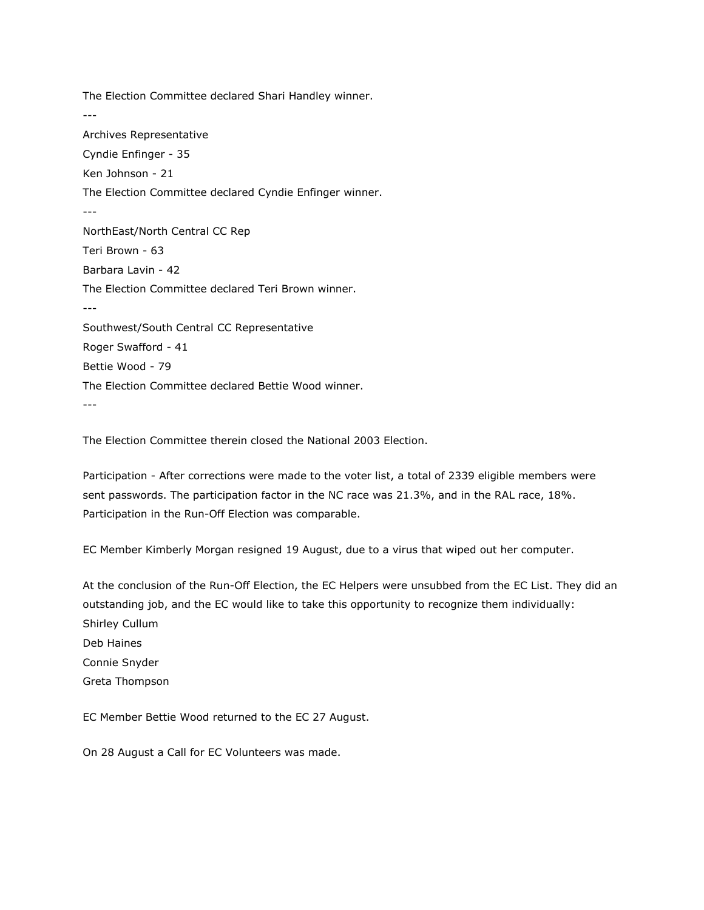The Election Committee declared Shari Handley winner.

---

Archives Representative

Cyndie Enfinger - 35

Ken Johnson - 21

The Election Committee declared Cyndie Enfinger winner.

---

NorthEast/North Central CC Rep

Teri Brown - 63

Barbara Lavin - 42

The Election Committee declared Teri Brown winner.

---

Southwest/South Central CC Representative

Roger Swafford - 41

Bettie Wood - 79

The Election Committee declared Bettie Wood winner.

---

The Election Committee therein closed the National 2003 Election.

Participation - After corrections were made to the voter list, a total of 2339 eligible members were sent passwords. The participation factor in the NC race was 21.3%, and in the RAL race, 18%. Participation in the Run-Off Election was comparable.

EC Member Kimberly Morgan resigned 19 August, due to a virus that wiped out her computer.

At the conclusion of the Run-Off Election, the EC Helpers were unsubbed from the EC List. They did an outstanding job, and the EC would like to take this opportunity to recognize them individually:

Shirley Cullum

Deb Haines

Connie Snyder

Greta Thompson

EC Member Bettie Wood returned to the EC 27 August.

On 28 August a Call for EC Volunteers was made.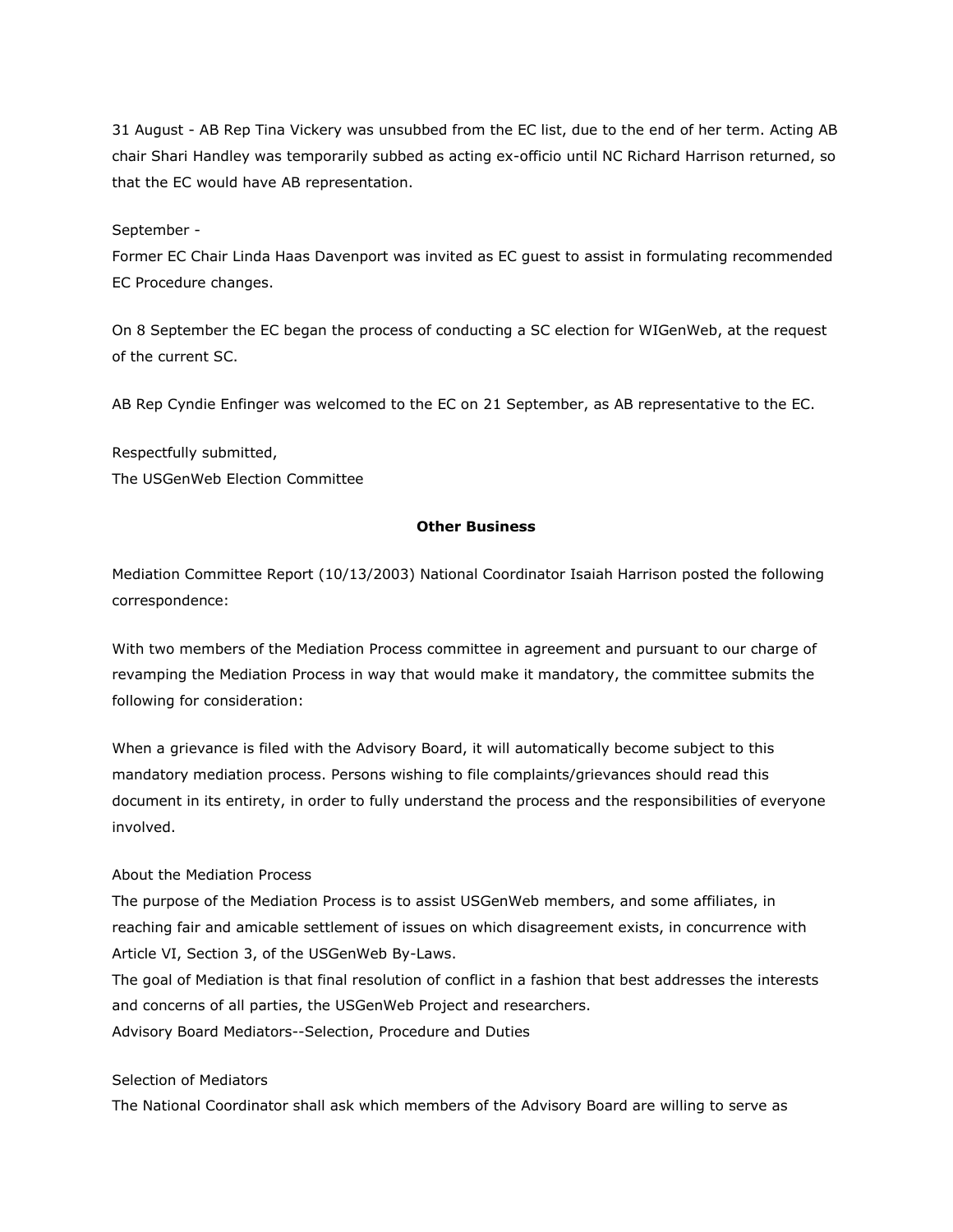31 August - AB Rep Tina Vickery was unsubbed from the EC list, due to the end of her term. Acting AB chair Shari Handley was temporarily subbed as acting ex-officio until NC Richard Harrison returned, so that the EC would have AB representation.

September -
Former EC Chair Linda Haas Davenport was invited as EC guest to assist in formulating recommended EC Procedure changes.

On 8 September the EC began the process of conducting a SC election for WIGenWeb, at the request of the current SC.

AB Rep Cyndie Enfinger was welcomed to the EC on 21 September, as AB representative to the EC.

Respectfully submitted,
The USGenWeb Election Committee

**Other Business**

Mediation Committee Report (10/13/2003) National Coordinator Isaiah Harrison posted the following correspondence:

With two members of the Mediation Process committee in agreement and pursuant to our charge of revamping the Mediation Process in way that would make it mandatory, the committee submits the following for consideration:

When a grievance is filed with the Advisory Board, it will automatically become subject to this mandatory mediation process. Persons wishing to file complaints/grievances should read this document in its entirety, in order to fully understand the process and the responsibilities of everyone involved.

About the Mediation Process
The purpose of the Mediation Process is to assist USGenWeb members, and some affiliates, in reaching fair and amicable settlement of issues on which disagreement exists, in concurrence with Article VI, Section 3, of the USGenWeb By-Laws.
The goal of Mediation is that final resolution of conflict in a fashion that best addresses the interests and concerns of all parties, the USGenWeb Project and researchers.
Advisory Board Mediators--Selection, Procedure and Duties

Selection of Mediators
The National Coordinator shall ask which members of the Advisory Board are willing to serve as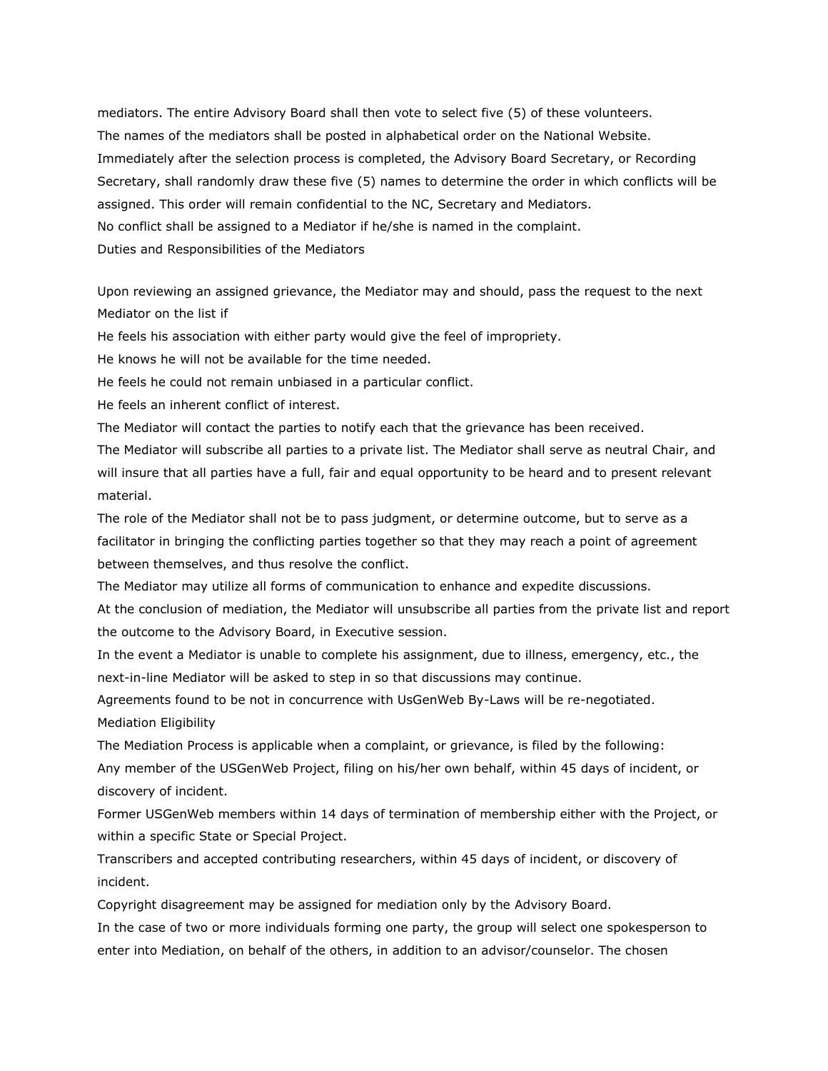mediators. The entire Advisory Board shall then vote to select five (5) of these volunteers.

The names of the mediators shall be posted in alphabetical order on the National Website.

Immediately after the selection process is completed, the Advisory Board Secretary, or Recording Secretary, shall randomly draw these five (5) names to determine the order in which conflicts will be assigned. This order will remain confidential to the NC, Secretary and Mediators.

No conflict shall be assigned to a Mediator if he/she is named in the complaint.

## Duties and Responsibilities of the Mediators

Upon reviewing an assigned grievance, the Mediator may and should, pass the request to the next Mediator on the list if

He feels his association with either party would give the feel of impropriety.

He knows he will not be available for the time needed.

He feels he could not remain unbiased in a particular conflict.

He feels an inherent conflict of interest.

The Mediator will contact the parties to notify each that the grievance has been received.

The Mediator will subscribe all parties to a private list. The Mediator shall serve as neutral Chair, and will insure that all parties have a full, fair and equal opportunity to be heard and to present relevant material.

The role of the Mediator shall not be to pass judgment, or determine outcome, but to serve as a facilitator in bringing the conflicting parties together so that they may reach a point of agreement between themselves, and thus resolve the conflict.

The Mediator may utilize all forms of communication to enhance and expedite discussions.

At the conclusion of mediation, the Mediator will unsubscribe all parties from the private list and report the outcome to the Advisory Board, in Executive session.

In the event a Mediator is unable to complete his assignment, due to illness, emergency, etc., the next-in-line Mediator will be asked to step in so that discussions may continue.

Agreements found to be not in concurrence with UsGenWeb By-Laws will be re-negotiated.

## Mediation Eligibility

The Mediation Process is applicable when a complaint, or grievance, is filed by the following:

Any member of the USGenWeb Project, filing on his/her own behalf, within 45 days of incident, or discovery of incident.

Former USGenWeb members within 14 days of termination of membership either with the Project, or within a specific State or Special Project.

Transcribers and accepted contributing researchers, within 45 days of incident, or discovery of incident.

Copyright disagreement may be assigned for mediation only by the Advisory Board.

In the case of two or more individuals forming one party, the group will select one spokesperson to enter into Mediation, on behalf of the others, in addition to an advisor/counselor. The chosen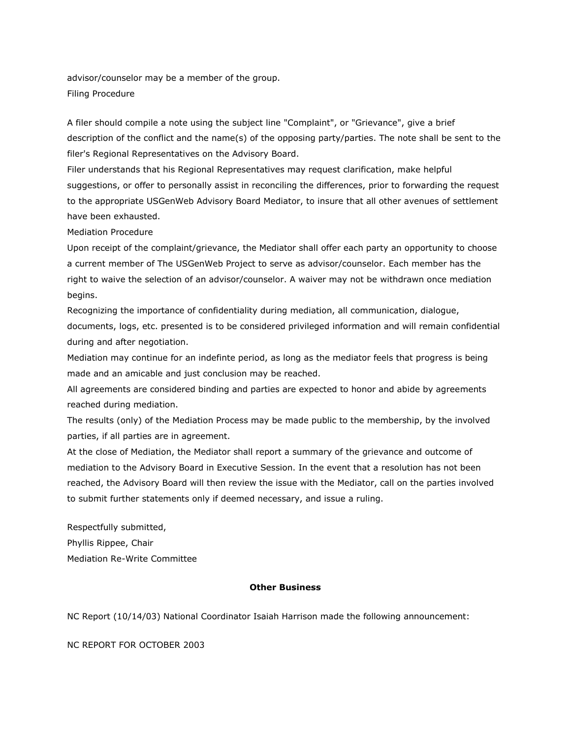advisor/counselor may be a member of the group.

Filing Procedure

A filer should compile a note using the subject line "Complaint", or "Grievance", give a brief description of the conflict and the name(s) of the opposing party/parties. The note shall be sent to the filer's Regional Representatives on the Advisory Board.

Filer understands that his Regional Representatives may request clarification, make helpful suggestions, or offer to personally assist in reconciling the differences, prior to forwarding the request to the appropriate USGenWeb Advisory Board Mediator, to insure that all other avenues of settlement have been exhausted.

Mediation Procedure

Upon receipt of the complaint/grievance, the Mediator shall offer each party an opportunity to choose a current member of The USGenWeb Project to serve as advisor/counselor. Each member has the right to waive the selection of an advisor/counselor. A waiver may not be withdrawn once mediation begins.

Recognizing the importance of confidentiality during mediation, all communication, dialogue, documents, logs, etc. presented is to be considered privileged information and will remain confidential during and after negotiation.

Mediation may continue for an indefinte period, as long as the mediator feels that progress is being made and an amicable and just conclusion may be reached.

All agreements are considered binding and parties are expected to honor and abide by agreements reached during mediation.

The results (only) of the Mediation Process may be made public to the membership, by the involved parties, if all parties are in agreement.

At the close of Mediation, the Mediator shall report a summary of the grievance and outcome of mediation to the Advisory Board in Executive Session. In the event that a resolution has not been reached, the Advisory Board will then review the issue with the Mediator, call on the parties involved to submit further statements only if deemed necessary, and issue a ruling.

Respectfully submitted,
Phyllis Rippee, Chair
Mediation Re-Write Committee

**Other Business**

NC Report (10/14/03) National Coordinator Isaiah Harrison made the following announcement:

NC REPORT FOR OCTOBER 2003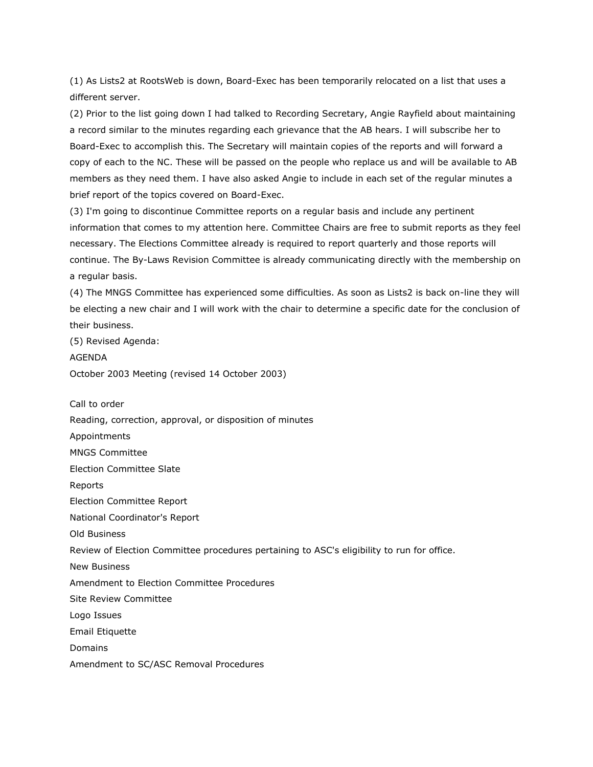(1) As Lists2 at RootsWeb is down, Board-Exec has been temporarily relocated on a list that uses a different server.

(2) Prior to the list going down I had talked to Recording Secretary, Angie Rayfield about maintaining a record similar to the minutes regarding each grievance that the AB hears. I will subscribe her to Board-Exec to accomplish this. The Secretary will maintain copies of the reports and will forward a copy of each to the NC. These will be passed on the people who replace us and will be available to AB members as they need them. I have also asked Angie to include in each set of the regular minutes a brief report of the topics covered on Board-Exec.

(3) I'm going to discontinue Committee reports on a regular basis and include any pertinent information that comes to my attention here. Committee Chairs are free to submit reports as they feel necessary. The Elections Committee already is required to report quarterly and those reports will continue. The By-Laws Revision Committee is already communicating directly with the membership on a regular basis.

(4) The MNGS Committee has experienced some difficulties. As soon as Lists2 is back on-line they will be electing a new chair and I will work with the chair to determine a specific date for the conclusion of their business.

(5) Revised Agenda:

AGENDA

October 2003 Meeting (revised 14 October 2003)

Call to order

Reading, correction, approval, or disposition of minutes

Appointments

MNGS Committee

Election Committee Slate

Reports

Election Committee Report

National Coordinator's Report

Old Business

Review of Election Committee procedures pertaining to ASC's eligibility to run for office.

New Business

Amendment to Election Committee Procedures

Site Review Committee

Logo Issues

Email Etiquette

Domains

Amendment to SC/ASC Removal Procedures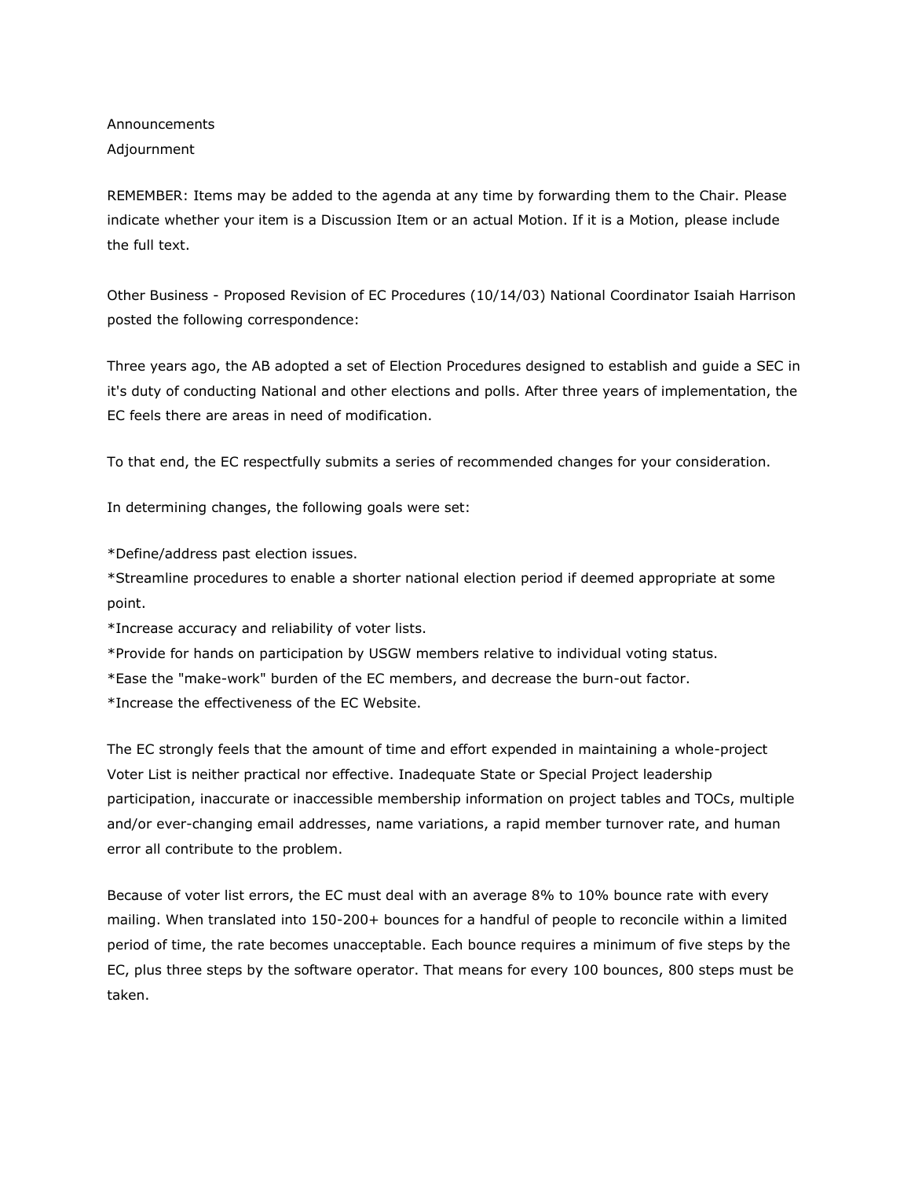Announcements
Adjournment

REMEMBER: Items may be added to the agenda at any time by forwarding them to the Chair. Please indicate whether your item is a Discussion Item or an actual Motion. If it is a Motion, please include the full text.

Other Business - Proposed Revision of EC Procedures (10/14/03) National Coordinator Isaiah Harrison posted the following correspondence:

Three years ago, the AB adopted a set of Election Procedures designed to establish and guide a SEC in it's duty of conducting National and other elections and polls. After three years of implementation, the EC feels there are areas in need of modification.

To that end, the EC respectfully submits a series of recommended changes for your consideration.

In determining changes, the following goals were set:

*Define/address past election issues.
*Streamline procedures to enable a shorter national election period if deemed appropriate at some point.
*Increase accuracy and reliability of voter lists.
*Provide for hands on participation by USGW members relative to individual voting status.
*Ease the "make-work" burden of the EC members, and decrease the burn-out factor.
*Increase the effectiveness of the EC Website.

The EC strongly feels that the amount of time and effort expended in maintaining a whole-project Voter List is neither practical nor effective. Inadequate State or Special Project leadership participation, inaccurate or inaccessible membership information on project tables and TOCs, multiple and/or ever-changing email addresses, name variations, a rapid member turnover rate, and human error all contribute to the problem.

Because of voter list errors, the EC must deal with an average 8% to 10% bounce rate with every mailing. When translated into 150-200+ bounces for a handful of people to reconcile within a limited period of time, the rate becomes unacceptable. Each bounce requires a minimum of five steps by the EC, plus three steps by the software operator. That means for every 100 bounces, 800 steps must be taken.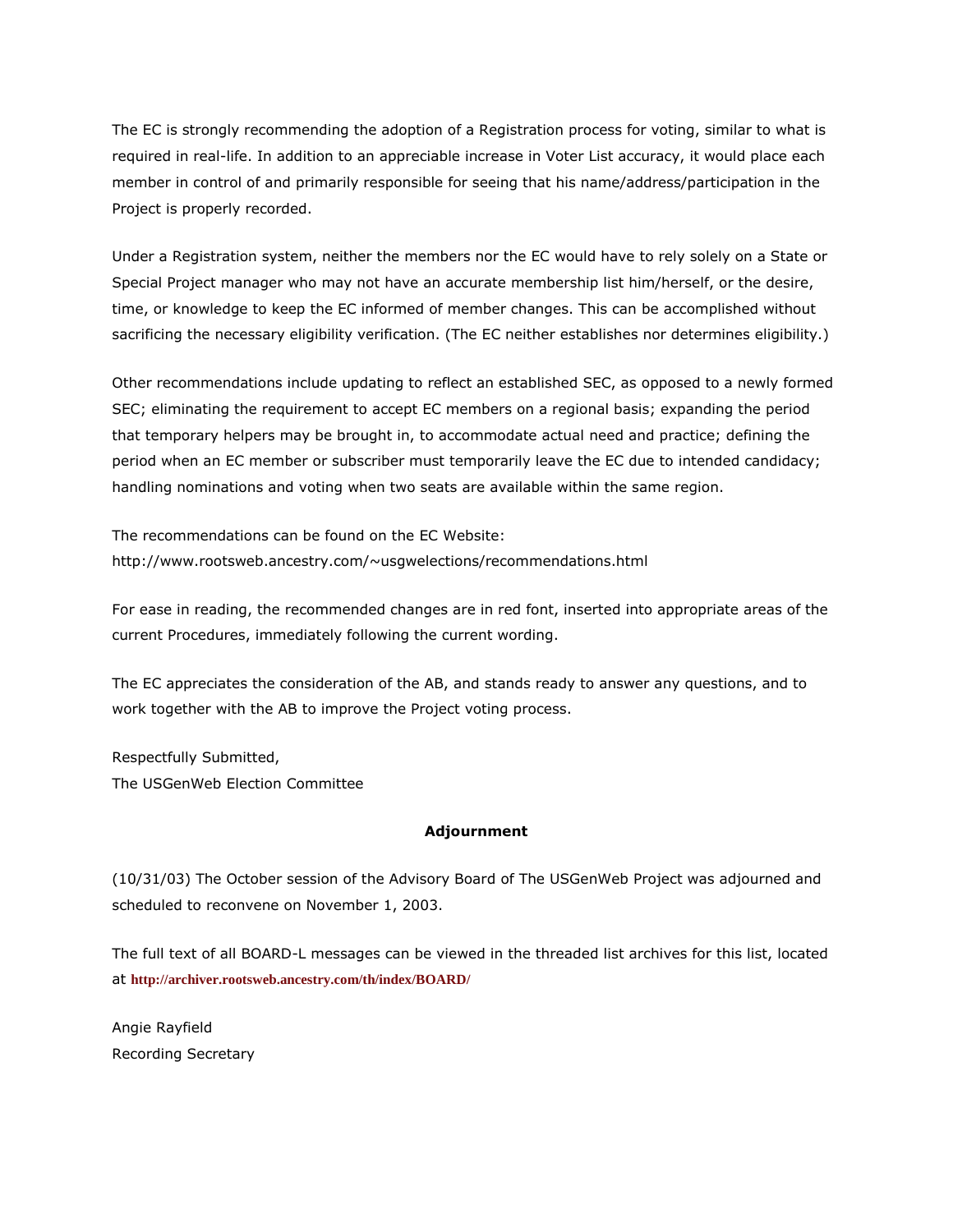The EC is strongly recommending the adoption of a Registration process for voting, similar to what is required in real-life. In addition to an appreciable increase in Voter List accuracy, it would place each member in control of and primarily responsible for seeing that his name/address/participation in the Project is properly recorded.

Under a Registration system, neither the members nor the EC would have to rely solely on a State or Special Project manager who may not have an accurate membership list him/herself, or the desire, time, or knowledge to keep the EC informed of member changes. This can be accomplished without sacrificing the necessary eligibility verification. (The EC neither establishes nor determines eligibility.)

Other recommendations include updating to reflect an established SEC, as opposed to a newly formed SEC; eliminating the requirement to accept EC members on a regional basis; expanding the period that temporary helpers may be brought in, to accommodate actual need and practice; defining the period when an EC member or subscriber must temporarily leave the EC due to intended candidacy; handling nominations and voting when two seats are available within the same region.

The recommendations can be found on the EC Website:
http://www.rootsweb.ancestry.com/~usgwelections/recommendations.html

For ease in reading, the recommended changes are in red font, inserted into appropriate areas of the current Procedures, immediately following the current wording.

The EC appreciates the consideration of the AB, and stands ready to answer any questions, and to work together with the AB to improve the Project voting process.

Respectfully Submitted,
The USGenWeb Election Committee

**Adjournment**

(10/31/03) The October session of the Advisory Board of The USGenWeb Project was adjourned and scheduled to reconvene on November 1, 2003.

The full text of all BOARD-L messages can be viewed in the threaded list archives for this list, located at **http://archiver.rootsweb.ancestry.com/th/index/BOARD/**

Angie Rayfield
Recording Secretary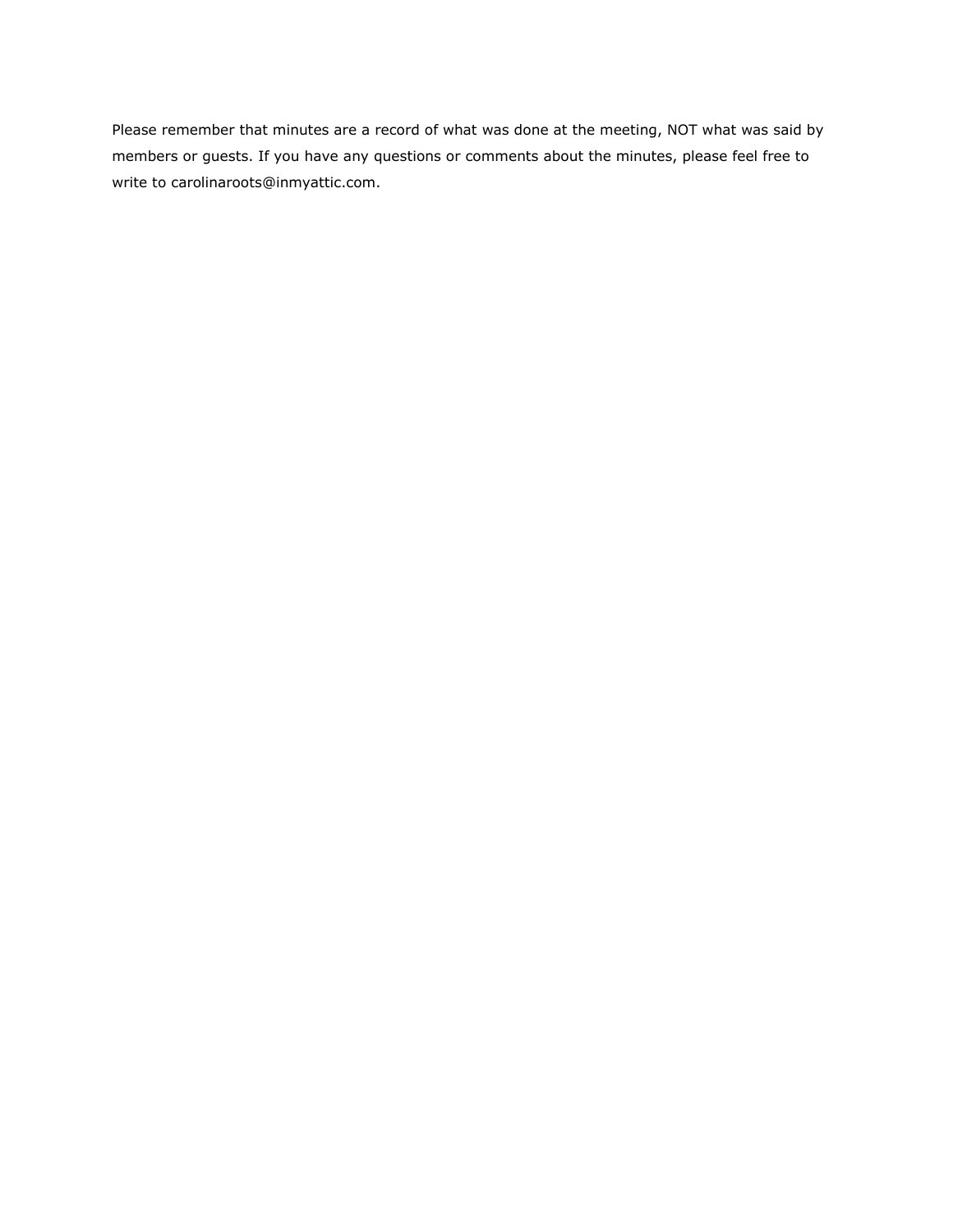Please remember that minutes are a record of what was done at the meeting, NOT what was said by members or guests. If you have any questions or comments about the minutes, please feel free to write to carolinaroots@inmyattic.com.